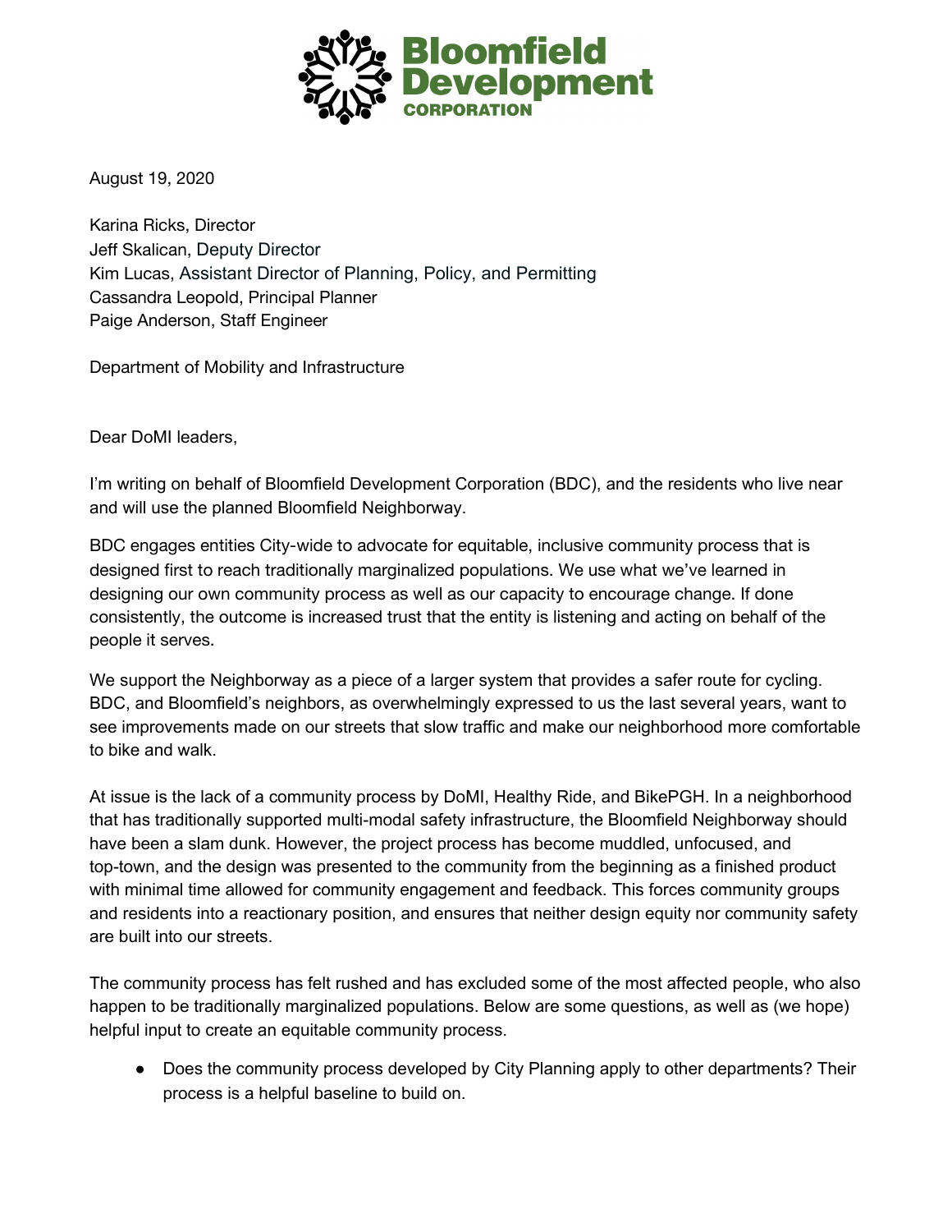**Bloomfield Development CORPORATION**

August 19, 2020

Karina Ricks, Director
Jeff Skalican, Deputy Director
Kim Lucas, Assistant Director of Planning, Policy, and Permitting
Cassandra Leopold, Principal Planner
Paige Anderson, Staff Engineer

Department of Mobility and Infrastructure

Dear DoMI leaders,

I'm writing on behalf of Bloomfield Development Corporation (BDC), and the residents who live near and will use the planned Bloomfield Neighborway.

BDC engages entities City-wide to advocate for equitable, inclusive community process that is designed first to reach traditionally marginalized populations. We use what we've learned in designing our own community process as well as our capacity to encourage change. If done consistently, the outcome is increased trust that the entity is listening and acting on behalf of the people it serves.

We support the Neighborway as a piece of a larger system that provides a safer route for cycling. BDC, and Bloomfield's neighbors, as overwhelmingly expressed to us the last several years, want to see improvements made on our streets that slow traffic and make our neighborhood more comfortable to bike and walk.

At issue is the lack of a community process by DoMI, Healthy Ride, and BikePGH. In a neighborhood that has traditionally supported multi-modal safety infrastructure, the Bloomfield Neighborway should have been a slam dunk. However, the project process has become muddled, unfocused, and top-town, and the design was presented to the community from the beginning as a finished product with minimal time allowed for community engagement and feedback. This forces community groups and residents into a reactionary position, and ensures that neither design equity nor community safety are built into our streets.

The community process has felt rushed and has excluded some of the most affected people, who also happen to be traditionally marginalized populations. Below are some questions, as well as (we hope) helpful input to create an equitable community process.

- Does the community process developed by City Planning apply to other departments? Their process is a helpful baseline to build on.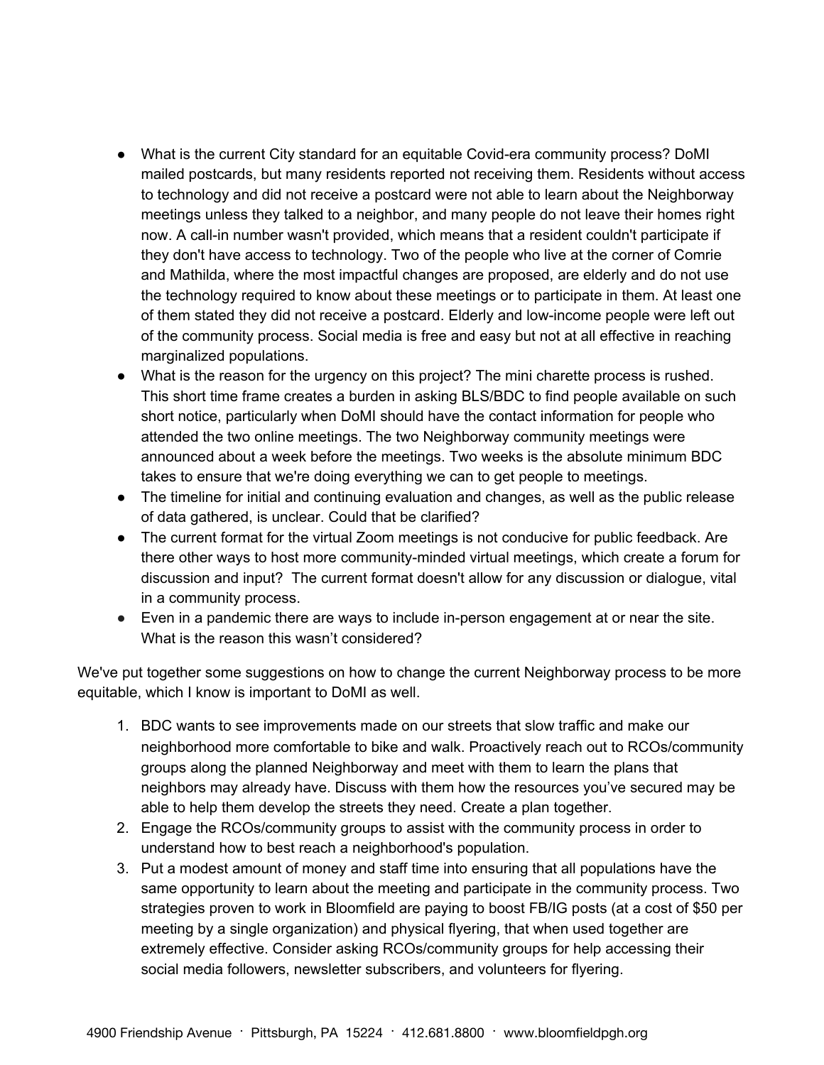- What is the current City standard for an equitable Covid-era community process? DoMI mailed postcards, but many residents reported not receiving them. Residents without access to technology and did not receive a postcard were not able to learn about the Neighborway meetings unless they talked to a neighbor, and many people do not leave their homes right now. A call-in number wasn't provided, which means that a resident couldn't participate if they don't have access to technology. Two of the people who live at the corner of Comrie and Mathilda, where the most impactful changes are proposed, are elderly and do not use the technology required to know about these meetings or to participate in them. At least one of them stated they did not receive a postcard. Elderly and low-income people were left out of the community process. Social media is free and easy but not at all effective in reaching marginalized populations.
- What is the reason for the urgency on this project? The mini charette process is rushed. This short time frame creates a burden in asking BLS/BDC to find people available on such short notice, particularly when DoMI should have the contact information for people who attended the two online meetings. The two Neighborway community meetings were announced about a week before the meetings. Two weeks is the absolute minimum BDC takes to ensure that we're doing everything we can to get people to meetings.
- The timeline for initial and continuing evaluation and changes, as well as the public release of data gathered, is unclear. Could that be clarified?
- The current format for the virtual Zoom meetings is not conducive for public feedback. Are there other ways to host more community-minded virtual meetings, which create a forum for discussion and input? The current format doesn't allow for any discussion or dialogue, vital in a community process.
- Even in a pandemic there are ways to include in-person engagement at or near the site. What is the reason this wasn't considered?

We've put together some suggestions on how to change the current Neighborway process to be more equitable, which I know is important to DoMI as well.

1. BDC wants to see improvements made on our streets that slow traffic and make our neighborhood more comfortable to bike and walk. Proactively reach out to RCOs/community groups along the planned Neighborway and meet with them to learn the plans that neighbors may already have. Discuss with them how the resources you've secured may be able to help them develop the streets they need. Create a plan together.
2. Engage the RCOs/community groups to assist with the community process in order to understand how to best reach a neighborhood's population.
3. Put a modest amount of money and staff time into ensuring that all populations have the same opportunity to learn about the meeting and participate in the community process. Two strategies proven to work in Bloomfield are paying to boost FB/IG posts (at a cost of $50 per meeting by a single organization) and physical flyering, that when used together are extremely effective. Consider asking RCOs/community groups for help accessing their social media followers, newsletter subscribers, and volunteers for flyering.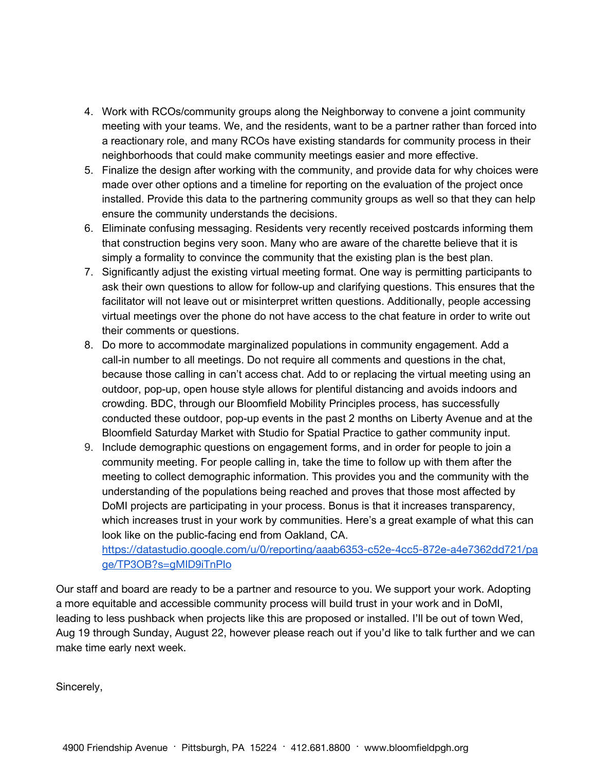4. Work with RCOs/community groups along the Neighborway to convene a joint community meeting with your teams. We, and the residents, want to be a partner rather than forced into a reactionary role, and many RCOs have existing standards for community process in their neighborhoods that could make community meetings easier and more effective.
5. Finalize the design after working with the community, and provide data for why choices were made over other options and a timeline for reporting on the evaluation of the project once installed. Provide this data to the partnering community groups as well so that they can help ensure the community understands the decisions.
6. Eliminate confusing messaging. Residents very recently received postcards informing them that construction begins very soon. Many who are aware of the charette believe that it is simply a formality to convince the community that the existing plan is the best plan.
7. Significantly adjust the existing virtual meeting format. One way is permitting participants to ask their own questions to allow for follow-up and clarifying questions. This ensures that the facilitator will not leave out or misinterpret written questions. Additionally, people accessing virtual meetings over the phone do not have access to the chat feature in order to write out their comments or questions.
8. Do more to accommodate marginalized populations in community engagement. Add a call-in number to all meetings. Do not require all comments and questions in the chat, because those calling in can't access chat. Add to or replacing the virtual meeting using an outdoor, pop-up, open house style allows for plentiful distancing and avoids indoors and crowding. BDC, through our Bloomfield Mobility Principles process, has successfully conducted these outdoor, pop-up events in the past 2 months on Liberty Avenue and at the Bloomfield Saturday Market with Studio for Spatial Practice to gather community input.
9. Include demographic questions on engagement forms, and in order for people to join a community meeting. For people calling in, take the time to follow up with them after the meeting to collect demographic information. This provides you and the community with the understanding of the populations being reached and proves that those most affected by DoMI projects are participating in your process. Bonus is that it increases transparency, which increases trust in your work by communities. Here's a great example of what this can look like on the public-facing end from Oakland, CA. https://datastudio.google.com/u/0/reporting/aaab6353-c52e-4cc5-872e-a4e7362dd721/page/TP3OB?s=gMID9iTnPlo

Our staff and board are ready to be a partner and resource to you. We support your work. Adopting a more equitable and accessible community process will build trust in your work and in DoMI, leading to less pushback when projects like this are proposed or installed. I'll be out of town Wed, Aug 19 through Sunday, August 22, however please reach out if you'd like to talk further and we can make time early next week.

Sincerely,

4900 Friendship Avenue · Pittsburgh, PA 15224 · 412.681.8800 · www.bloomfieldpgh.org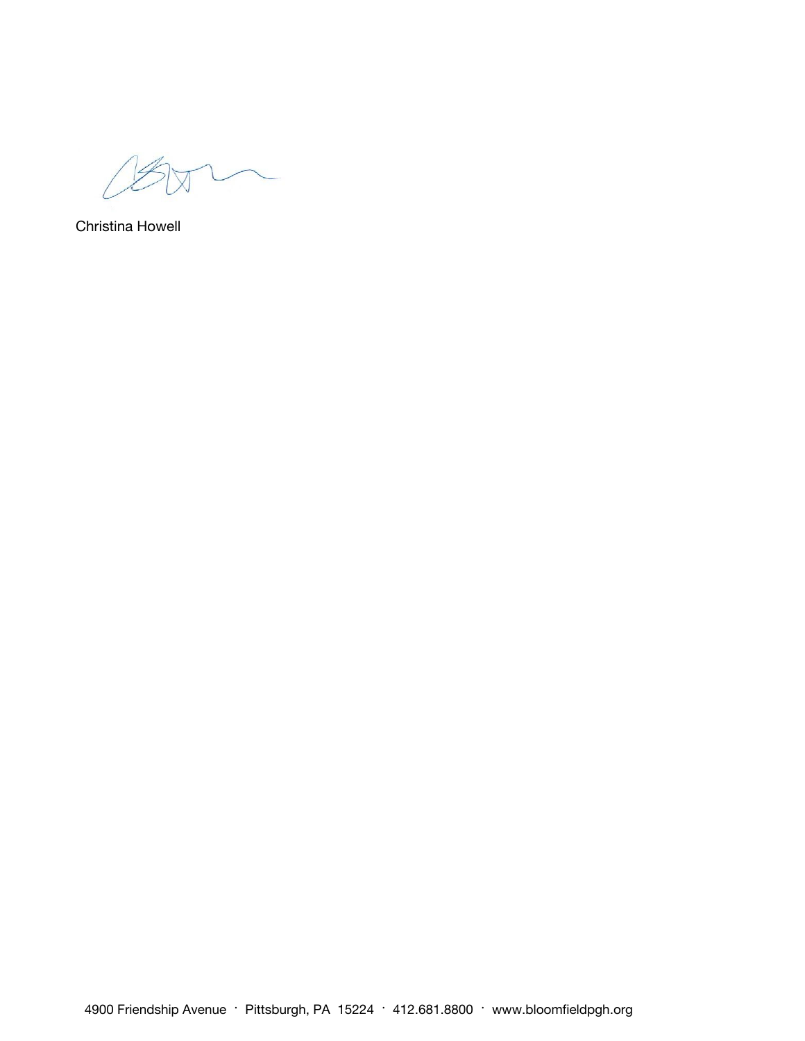Christina Howell